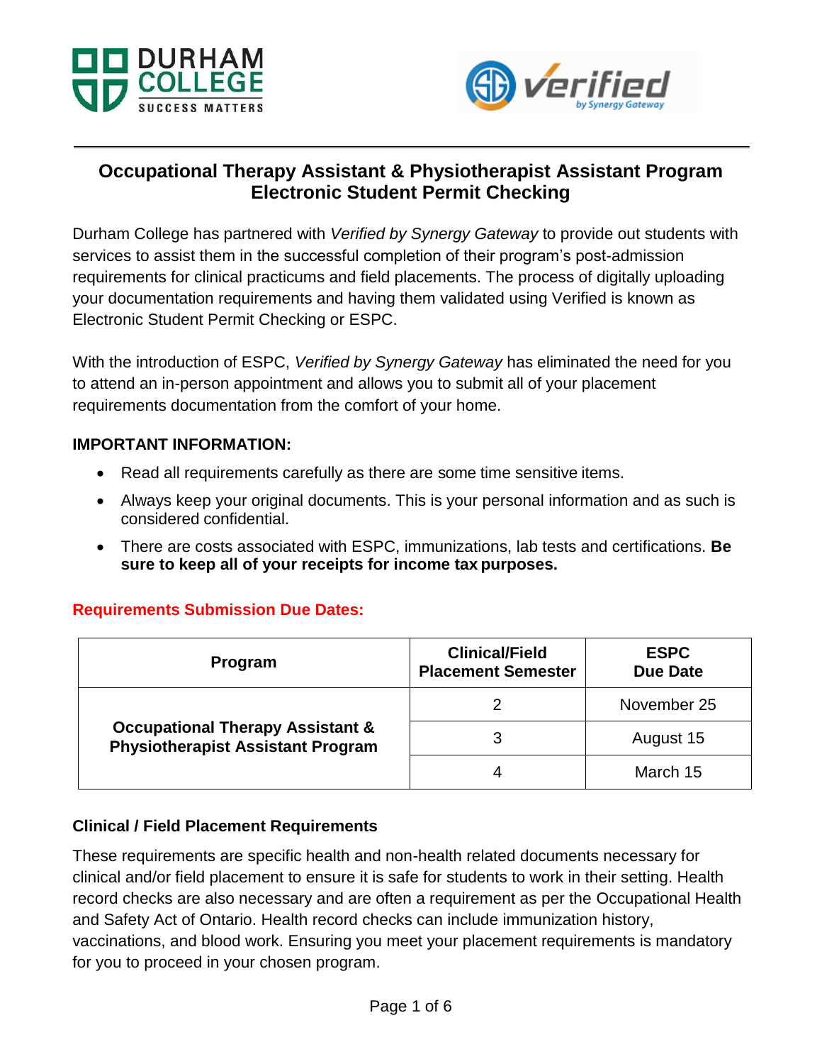# Occupational Therapy Assistant & Physiotherapist Assistant Program Electronic Student Permit Checking

Durham College has partnered with *Verified by Synergy Gateway* to provide out students with services to assist them in the successful completion of their program's post-admission requirements for clinical practicums and field placements. The process of digitally uploading your documentation requirements and having them validated using Verified is known as Electronic Student Permit Checking or ESPC.

With the introduction of ESPC, *Verified by Synergy Gateway* has eliminated the need for you to attend an in-person appointment and allows you to submit all of your placement requirements documentation from the comfort of your home.

**IMPORTANT INFORMATION:**

- Read all requirements carefully as there are some time sensitive items.
- Always keep your original documents. This is your personal information and as such is considered confidential.
- There are costs associated with ESPC, immunizations, lab tests and certifications. **Be sure to keep all of your receipts for income tax purposes.**

**Requirements Submission Due Dates:**

| Program | Clinical/Field Placement Semester | ESPC Due Date |
|---|---|---|
| **Occupational Therapy Assistant & Physiotherapist Assistant Program** | 2 | November 25 |
| | 3 | August 15 |
| | 4 | March 15 |

**Clinical / Field Placement Requirements**

These requirements are specific health and non-health related documents necessary for clinical and/or field placement to ensure it is safe for students to work in their setting. Health record checks are also necessary and are often a requirement as per the Occupational Health and Safety Act of Ontario. Health record checks can include immunization history, vaccinations, and blood work. Ensuring you meet your placement requirements is mandatory for you to proceed in your chosen program.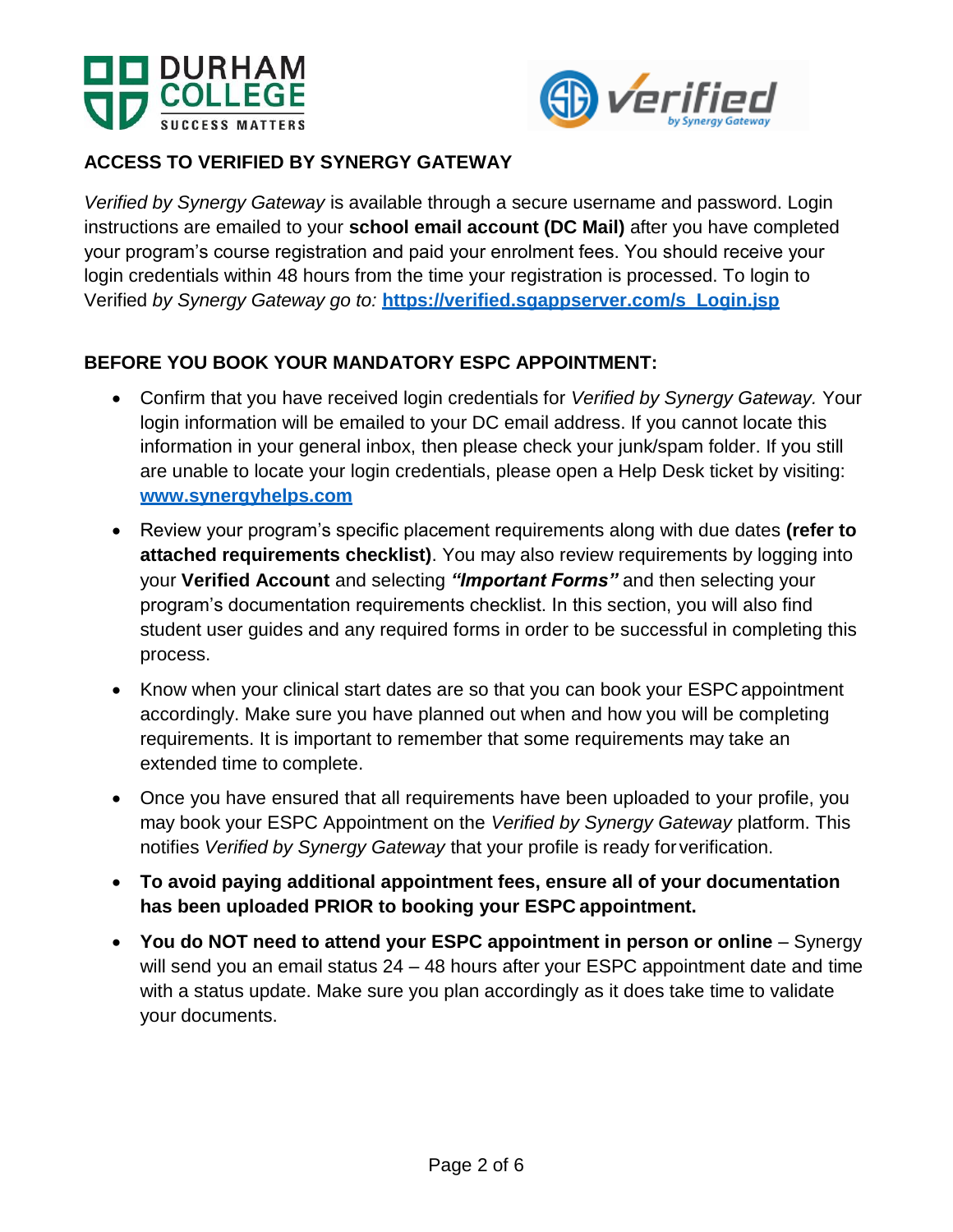## ACCESS TO VERIFIED BY SYNERGY GATEWAY

*Verified by Synergy Gateway* is available through a secure username and password. Login instructions are emailed to your **school email account (DC Mail)** after you have completed your program's course registration and paid your enrolment fees. You should receive your login credentials within 48 hours from the time your registration is processed. To login to Verified *by Synergy Gateway go to:* **https://verified.sgappserver.com/s_Login.jsp**

## BEFORE YOU BOOK YOUR MANDATORY ESPC APPOINTMENT:

- Confirm that you have received login credentials for *Verified by Synergy Gateway.* Your login information will be emailed to your DC email address. If you cannot locate this information in your general inbox, then please check your junk/spam folder. If you still are unable to locate your login credentials, please open a Help Desk ticket by visiting: **www.synergyhelps.com**
- Review your program's specific placement requirements along with due dates **(refer to attached requirements checklist)**. You may also review requirements by logging into your **Verified Account** and selecting ***"Important Forms"*** and then selecting your program's documentation requirements checklist. In this section, you will also find student user guides and any required forms in order to be successful in completing this process.
- Know when your clinical start dates are so that you can book your ESPC appointment accordingly. Make sure you have planned out when and how you will be completing requirements. It is important to remember that some requirements may take an extended time to complete.
- Once you have ensured that all requirements have been uploaded to your profile, you may book your ESPC Appointment on the *Verified by Synergy Gateway* platform. This notifies *Verified by Synergy Gateway* that your profile is ready for verification.
- **To avoid paying additional appointment fees, ensure all of your documentation has been uploaded PRIOR to booking your ESPC appointment.**
- **You do NOT need to attend your ESPC appointment in person or online** – Synergy will send you an email status 24 – 48 hours after your ESPC appointment date and time with a status update. Make sure you plan accordingly as it does take time to validate your documents.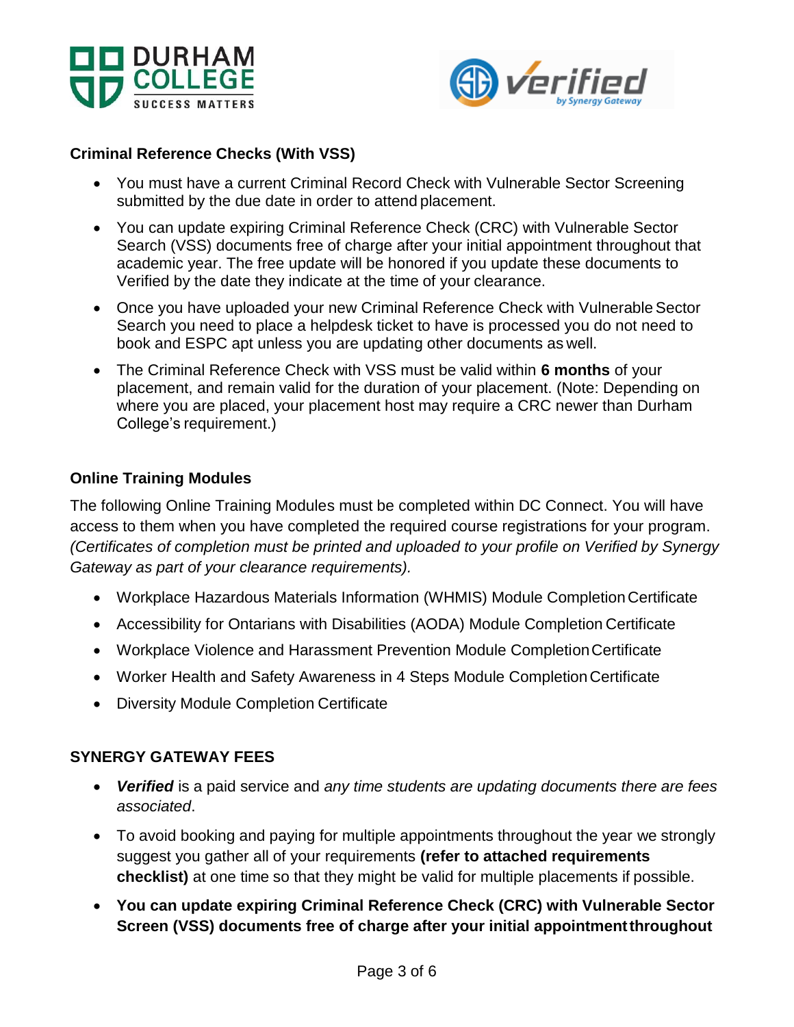**Criminal Reference Checks (With VSS)**

- You must have a current Criminal Record Check with Vulnerable Sector Screening submitted by the due date in order to attend placement.
- You can update expiring Criminal Reference Check (CRC) with Vulnerable Sector Search (VSS) documents free of charge after your initial appointment throughout that academic year. The free update will be honored if you update these documents to Verified by the date they indicate at the time of your clearance.
- Once you have uploaded your new Criminal Reference Check with Vulnerable Sector Search you need to place a helpdesk ticket to have is processed you do not need to book and ESPC apt unless you are updating other documents as well.
- The Criminal Reference Check with VSS must be valid within **6 months** of your placement, and remain valid for the duration of your placement. (Note: Depending on where you are placed, your placement host may require a CRC newer than Durham College's requirement.)

**Online Training Modules**

The following Online Training Modules must be completed within DC Connect. You will have access to them when you have completed the required course registrations for your program. *(Certificates of completion must be printed and uploaded to your profile on Verified by Synergy Gateway as part of your clearance requirements).*

- Workplace Hazardous Materials Information (WHMIS) Module Completion Certificate
- Accessibility for Ontarians with Disabilities (AODA) Module Completion Certificate
- Workplace Violence and Harassment Prevention Module Completion Certificate
- Worker Health and Safety Awareness in 4 Steps Module Completion Certificate
- Diversity Module Completion Certificate

**SYNERGY GATEWAY FEES**

- ***Verified*** is a paid service and *any time students are updating documents there are fees associated*.
- To avoid booking and paying for multiple appointments throughout the year we strongly suggest you gather all of your requirements **(refer to attached requirements checklist)** at one time so that they might be valid for multiple placements if possible.
- **You can update expiring Criminal Reference Check (CRC) with Vulnerable Sector Screen (VSS) documents free of charge after your initial appointment throughout**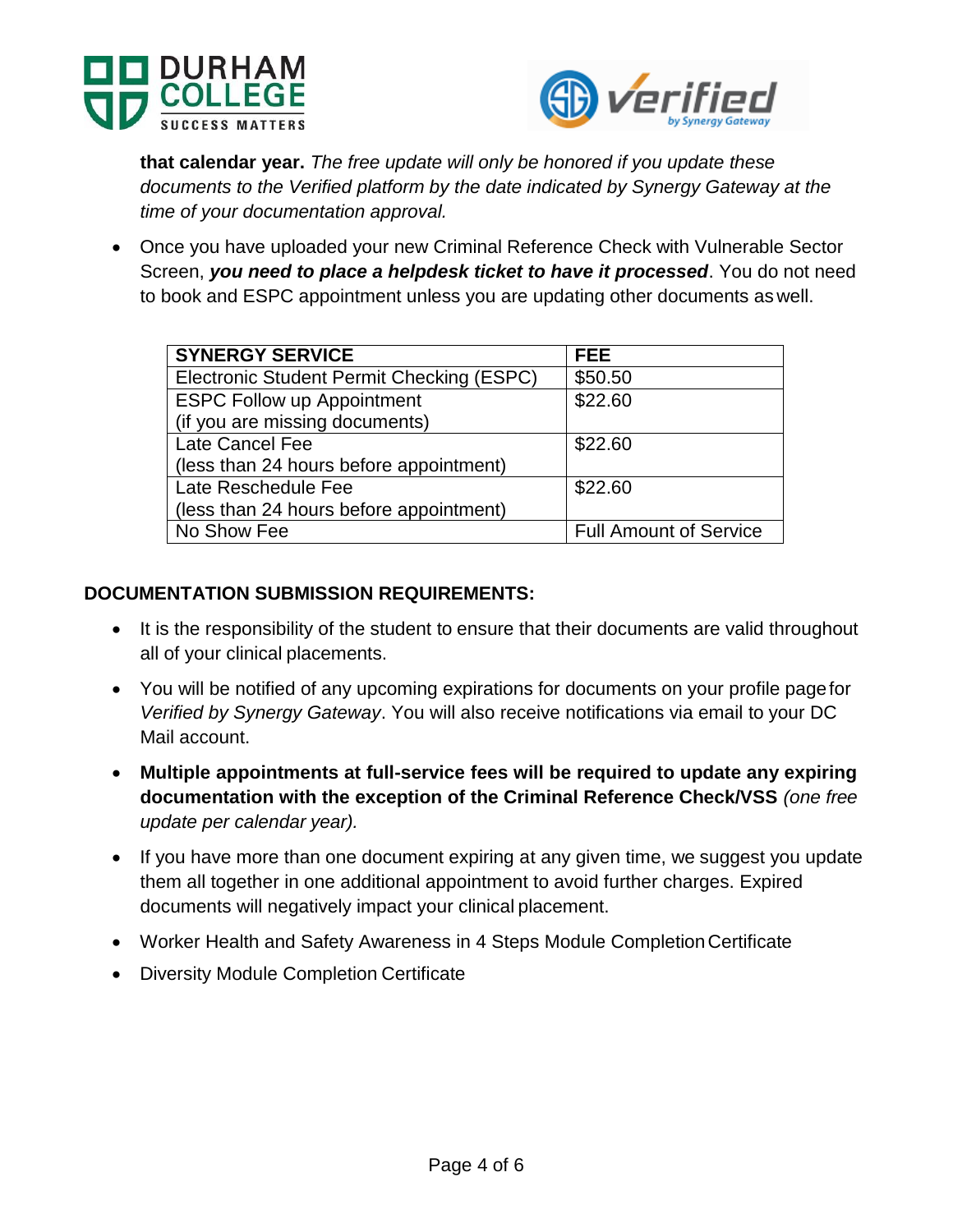**that calendar year.** *The free update will only be honored if you update these documents to the Verified platform by the date indicated by Synergy Gateway at the time of your documentation approval.*

- Once you have uploaded your new Criminal Reference Check with Vulnerable Sector Screen, ***you need to place a helpdesk ticket to have it processed***. You do not need to book and ESPC appointment unless you are updating other documents as well.

| SYNERGY SERVICE | FEE |
|---|---|
| Electronic Student Permit Checking (ESPC) | $50.50 |
| ESPC Follow up Appointment (if you are missing documents) | $22.60 |
| Late Cancel Fee (less than 24 hours before appointment) | $22.60 |
| Late Reschedule Fee (less than 24 hours before appointment) | $22.60 |
| No Show Fee | Full Amount of Service |

**DOCUMENTATION SUBMISSION REQUIREMENTS:**

- It is the responsibility of the student to ensure that their documents are valid throughout all of your clinical placements.
- You will be notified of any upcoming expirations for documents on your profile page for *Verified by Synergy Gateway*. You will also receive notifications via email to your DC Mail account.
- **Multiple appointments at full-service fees will be required to update any expiring documentation with the exception of the Criminal Reference Check/VSS** *(one free update per calendar year).*
- If you have more than one document expiring at any given time, we suggest you update them all together in one additional appointment to avoid further charges. Expired documents will negatively impact your clinical placement.
- Worker Health and Safety Awareness in 4 Steps Module Completion Certificate
- Diversity Module Completion Certificate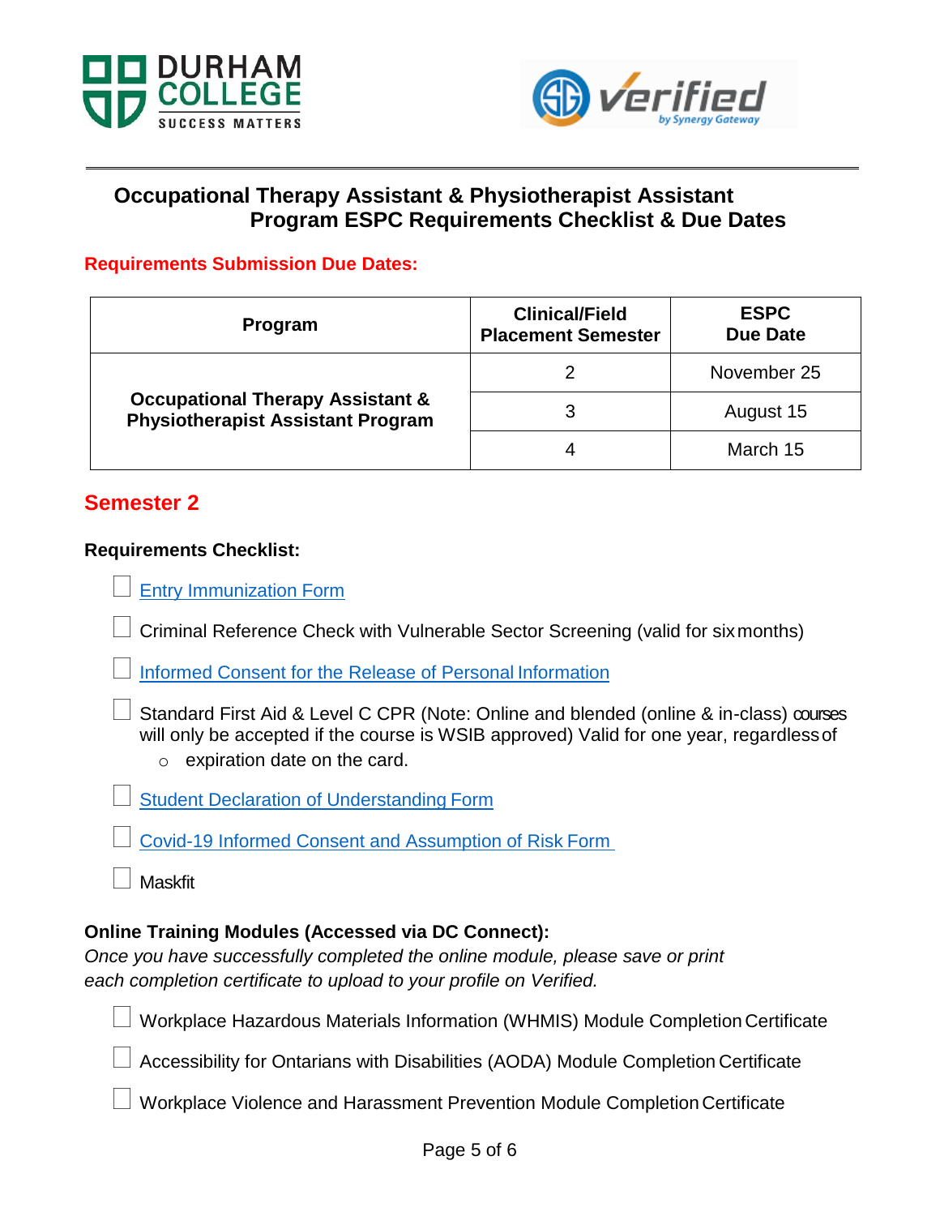# Occupational Therapy Assistant & Physiotherapist Assistant Program ESPC Requirements Checklist & Due Dates

**Requirements Submission Due Dates:**

| Program | Clinical/Field Placement Semester | ESPC Due Date |
|---|---|---|
| **Occupational Therapy Assistant & Physiotherapist Assistant Program** | 2 | November 25 |
| | 3 | August 15 |
| | 4 | March 15 |

## Semester 2

**Requirements Checklist:**

- ☐ Entry Immunization Form
- ☐ Criminal Reference Check with Vulnerable Sector Screening (valid for six months)
- ☐ Informed Consent for the Release of Personal Information
- ☐ Standard First Aid & Level C CPR (Note: Online and blended (online & in-class) courses will only be accepted if the course is WSIB approved) Valid for one year, regardless of
    - expiration date on the card.
- ☐ Student Declaration of Understanding Form
- ☐ Covid-19 Informed Consent and Assumption of Risk Form
- ☐ Maskfit

**Online Training Modules (Accessed via DC Connect):**

*Once you have successfully completed the online module, please save or print each completion certificate to upload to your profile on Verified.*

- ☐ Workplace Hazardous Materials Information (WHMIS) Module Completion Certificate
- ☐ Accessibility for Ontarians with Disabilities (AODA) Module Completion Certificate
- ☐ Workplace Violence and Harassment Prevention Module Completion Certificate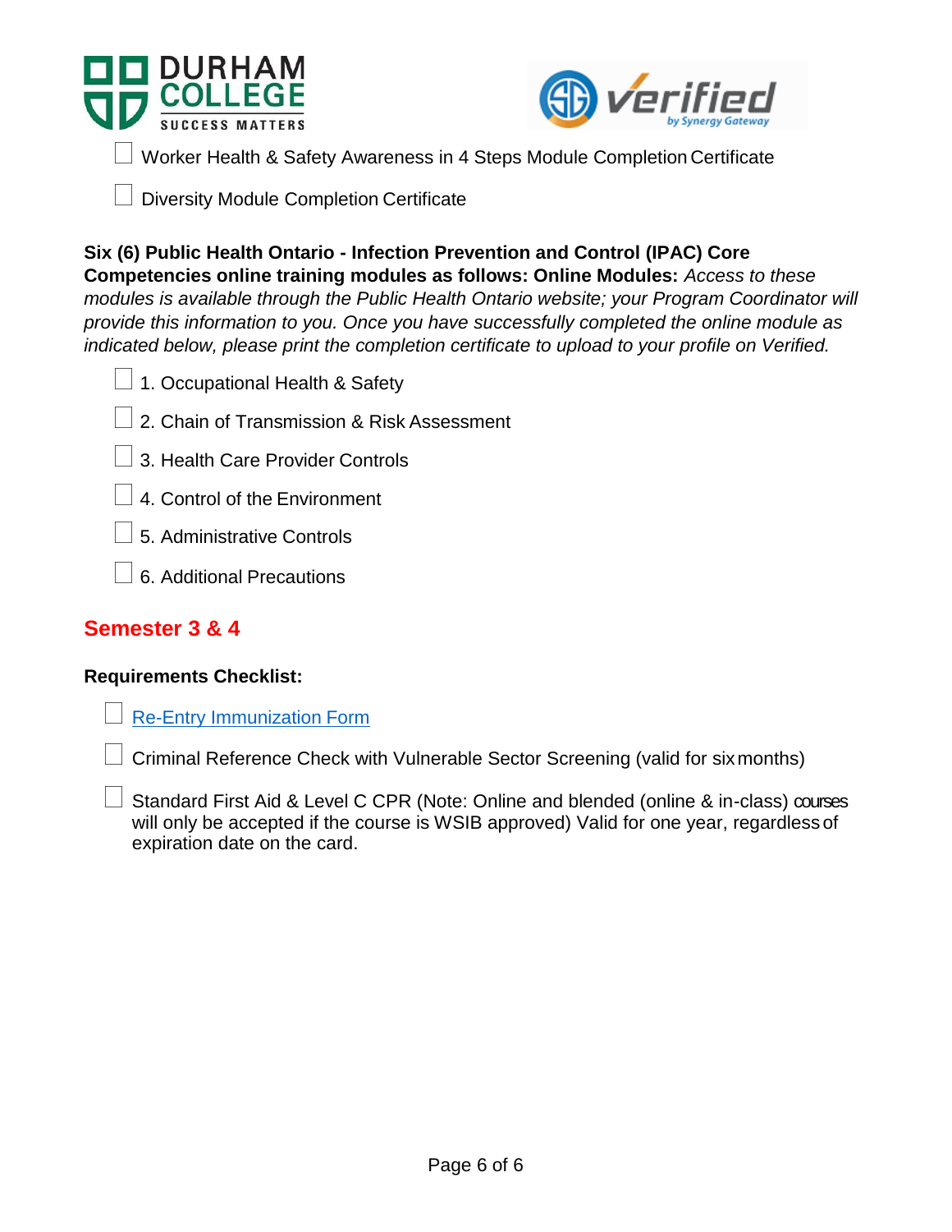- [ ] Worker Health & Safety Awareness in 4 Steps Module Completion Certificate
- [ ] Diversity Module Completion Certificate

**Six (6) Public Health Ontario - Infection Prevention and Control (IPAC) Core Competencies online training modules as follows: Online Modules:** *Access to these modules is available through the Public Health Ontario website; your Program Coordinator will provide this information to you. Once you have successfully completed the online module as indicated below, please print the completion certificate to upload to your profile on Verified.*

- [ ] 1. Occupational Health & Safety
- [ ] 2. Chain of Transmission & Risk Assessment
- [ ] 3. Health Care Provider Controls
- [ ] 4. Control of the Environment
- [ ] 5. Administrative Controls
- [ ] 6. Additional Precautions

## Semester 3 & 4

**Requirements Checklist:**

- [ ] Re-Entry Immunization Form
- [ ] Criminal Reference Check with Vulnerable Sector Screening (valid for six months)
- [ ] Standard First Aid & Level C CPR (Note: Online and blended (online & in-class) courses will only be accepted if the course is WSIB approved) Valid for one year, regardless of expiration date on the card.